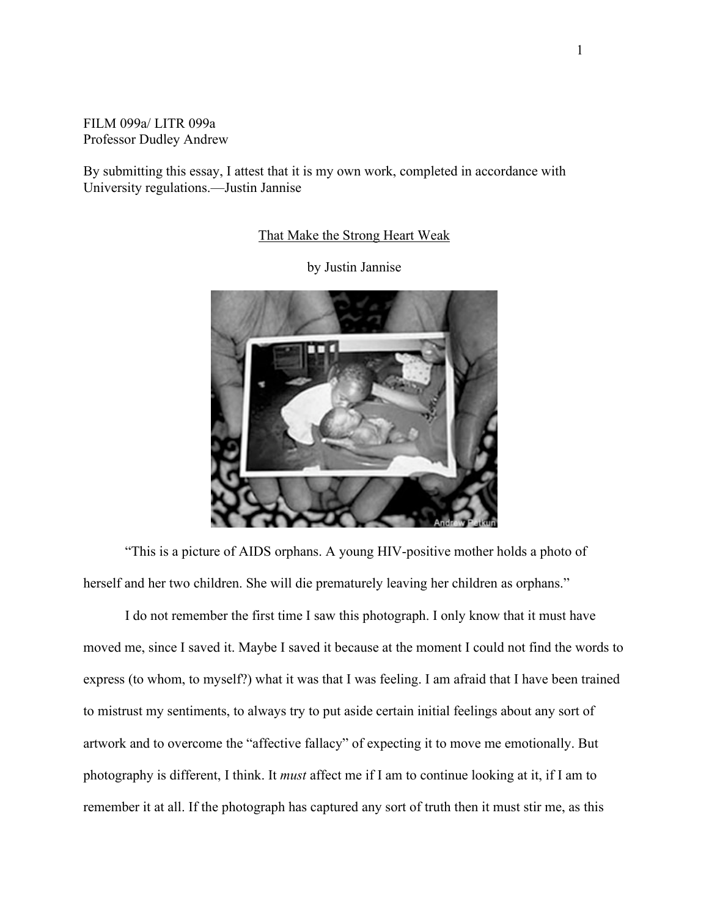FILM 099a/ LITR 099a
Professor Dudley Andrew

By submitting this essay, I attest that it is my own work, completed in accordance with University regulations.—Justin Jannise

## That Make the Strong Heart Weak

by Justin Jannise

"This is a picture of AIDS orphans. A young HIV-positive mother holds a photo of herself and her two children. She will die prematurely leaving her children as orphans."

I do not remember the first time I saw this photograph. I only know that it must have moved me, since I saved it. Maybe I saved it because at the moment I could not find the words to express (to whom, to myself?) what it was that I was feeling. I am afraid that I have been trained to mistrust my sentiments, to always try to put aside certain initial feelings about any sort of artwork and to overcome the "affective fallacy" of expecting it to move me emotionally. But photography is different, I think. It *must* affect me if I am to continue looking at it, if I am to remember it at all. If the photograph has captured any sort of truth then it must stir me, as this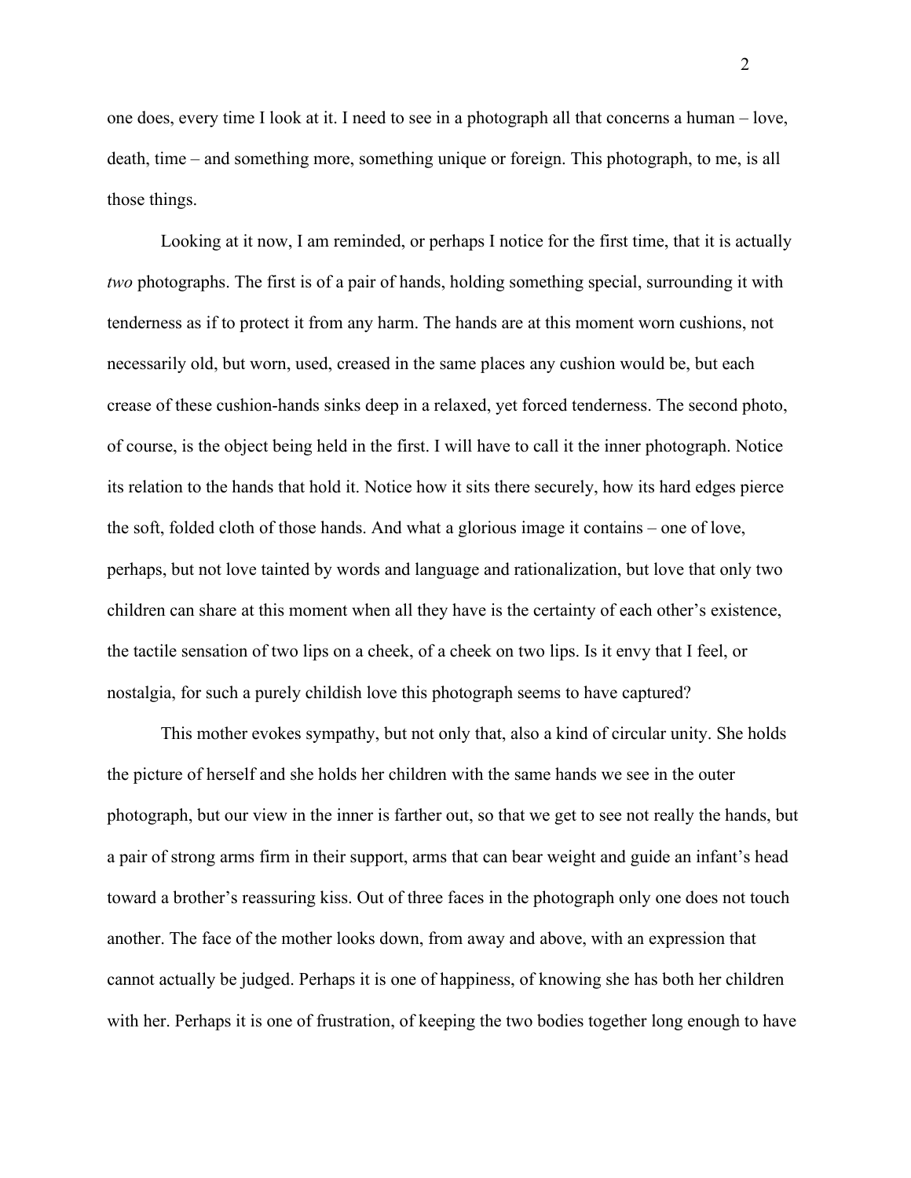one does, every time I look at it. I need to see in a photograph all that concerns a human – love, death, time – and something more, something unique or foreign. This photograph, to me, is all those things.

Looking at it now, I am reminded, or perhaps I notice for the first time, that it is actually *two* photographs. The first is of a pair of hands, holding something special, surrounding it with tenderness as if to protect it from any harm. The hands are at this moment worn cushions, not necessarily old, but worn, used, creased in the same places any cushion would be, but each crease of these cushion-hands sinks deep in a relaxed, yet forced tenderness. The second photo, of course, is the object being held in the first. I will have to call it the inner photograph. Notice its relation to the hands that hold it. Notice how it sits there securely, how its hard edges pierce the soft, folded cloth of those hands. And what a glorious image it contains – one of love, perhaps, but not love tainted by words and language and rationalization, but love that only two children can share at this moment when all they have is the certainty of each other's existence, the tactile sensation of two lips on a cheek, of a cheek on two lips. Is it envy that I feel, or nostalgia, for such a purely childish love this photograph seems to have captured?

This mother evokes sympathy, but not only that, also a kind of circular unity. She holds the picture of herself and she holds her children with the same hands we see in the outer photograph, but our view in the inner is farther out, so that we get to see not really the hands, but a pair of strong arms firm in their support, arms that can bear weight and guide an infant's head toward a brother's reassuring kiss. Out of three faces in the photograph only one does not touch another. The face of the mother looks down, from away and above, with an expression that cannot actually be judged. Perhaps it is one of happiness, of knowing she has both her children with her. Perhaps it is one of frustration, of keeping the two bodies together long enough to have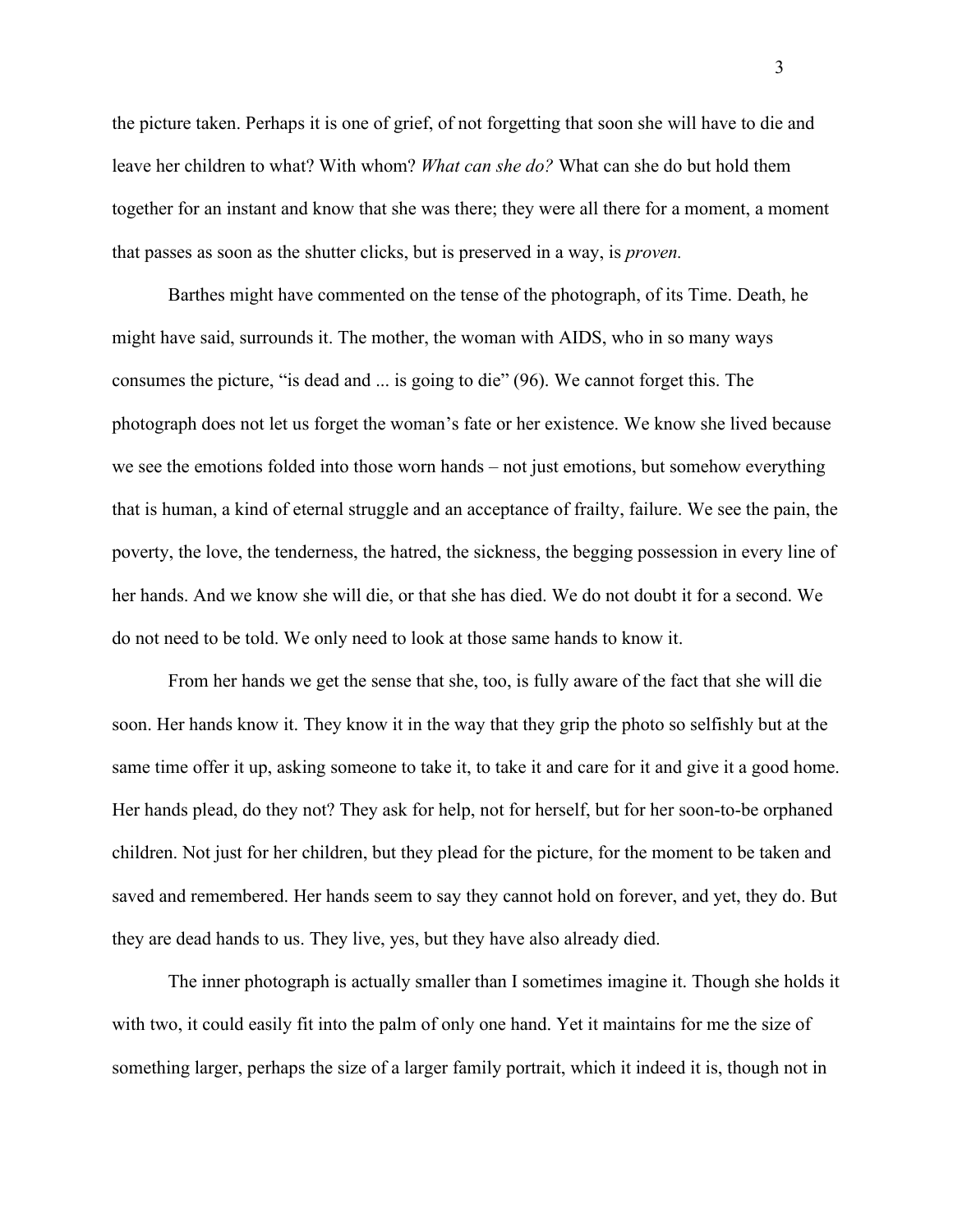the picture taken. Perhaps it is one of grief, of not forgetting that soon she will have to die and leave her children to what? With whom? *What can she do?* What can she do but hold them together for an instant and know that she was there; they were all there for a moment, a moment that passes as soon as the shutter clicks, but is preserved in a way, is *proven.*

Barthes might have commented on the tense of the photograph, of its Time. Death, he might have said, surrounds it. The mother, the woman with AIDS, who in so many ways consumes the picture, "is dead and ... is going to die" (96). We cannot forget this. The photograph does not let us forget the woman's fate or her existence. We know she lived because we see the emotions folded into those worn hands – not just emotions, but somehow everything that is human, a kind of eternal struggle and an acceptance of frailty, failure. We see the pain, the poverty, the love, the tenderness, the hatred, the sickness, the begging possession in every line of her hands. And we know she will die, or that she has died. We do not doubt it for a second. We do not need to be told. We only need to look at those same hands to know it.

From her hands we get the sense that she, too, is fully aware of the fact that she will die soon. Her hands know it. They know it in the way that they grip the photo so selfishly but at the same time offer it up, asking someone to take it, to take it and care for it and give it a good home. Her hands plead, do they not? They ask for help, not for herself, but for her soon-to-be orphaned children. Not just for her children, but they plead for the picture, for the moment to be taken and saved and remembered. Her hands seem to say they cannot hold on forever, and yet, they do. But they are dead hands to us. They live, yes, but they have also already died.

The inner photograph is actually smaller than I sometimes imagine it. Though she holds it with two, it could easily fit into the palm of only one hand. Yet it maintains for me the size of something larger, perhaps the size of a larger family portrait, which it indeed it is, though not in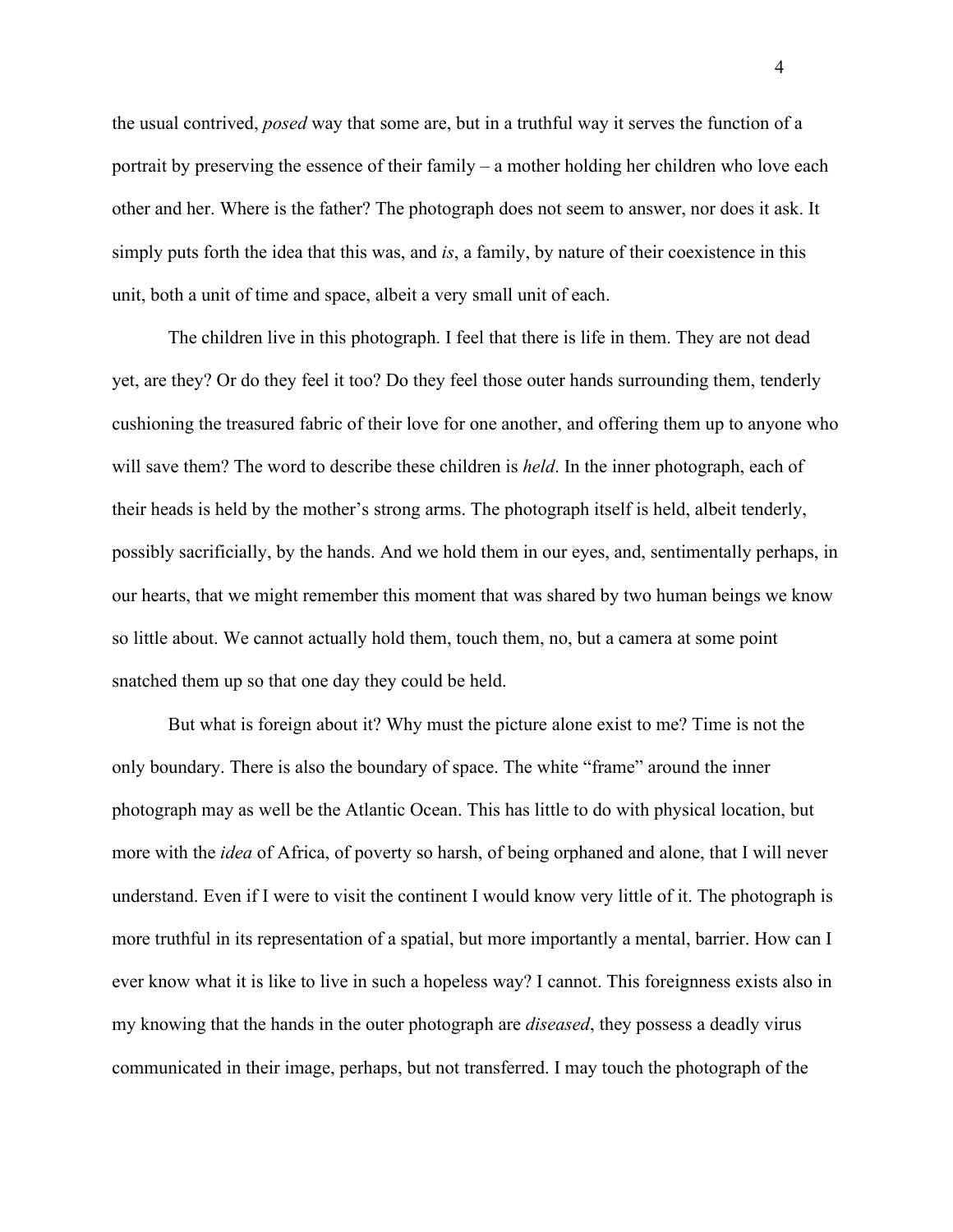the usual contrived, *posed* way that some are, but in a truthful way it serves the function of a portrait by preserving the essence of their family – a mother holding her children who love each other and her. Where is the father? The photograph does not seem to answer, nor does it ask. It simply puts forth the idea that this was, and *is*, a family, by nature of their coexistence in this unit, both a unit of time and space, albeit a very small unit of each.

The children live in this photograph. I feel that there is life in them. They are not dead yet, are they? Or do they feel it too? Do they feel those outer hands surrounding them, tenderly cushioning the treasured fabric of their love for one another, and offering them up to anyone who will save them? The word to describe these children is *held*. In the inner photograph, each of their heads is held by the mother's strong arms. The photograph itself is held, albeit tenderly, possibly sacrificially, by the hands. And we hold them in our eyes, and, sentimentally perhaps, in our hearts, that we might remember this moment that was shared by two human beings we know so little about. We cannot actually hold them, touch them, no, but a camera at some point snatched them up so that one day they could be held.

But what is foreign about it? Why must the picture alone exist to me? Time is not the only boundary. There is also the boundary of space. The white "frame" around the inner photograph may as well be the Atlantic Ocean. This has little to do with physical location, but more with the *idea* of Africa, of poverty so harsh, of being orphaned and alone, that I will never understand. Even if I were to visit the continent I would know very little of it. The photograph is more truthful in its representation of a spatial, but more importantly a mental, barrier. How can I ever know what it is like to live in such a hopeless way? I cannot. This foreignness exists also in my knowing that the hands in the outer photograph are *diseased*, they possess a deadly virus communicated in their image, perhaps, but not transferred. I may touch the photograph of the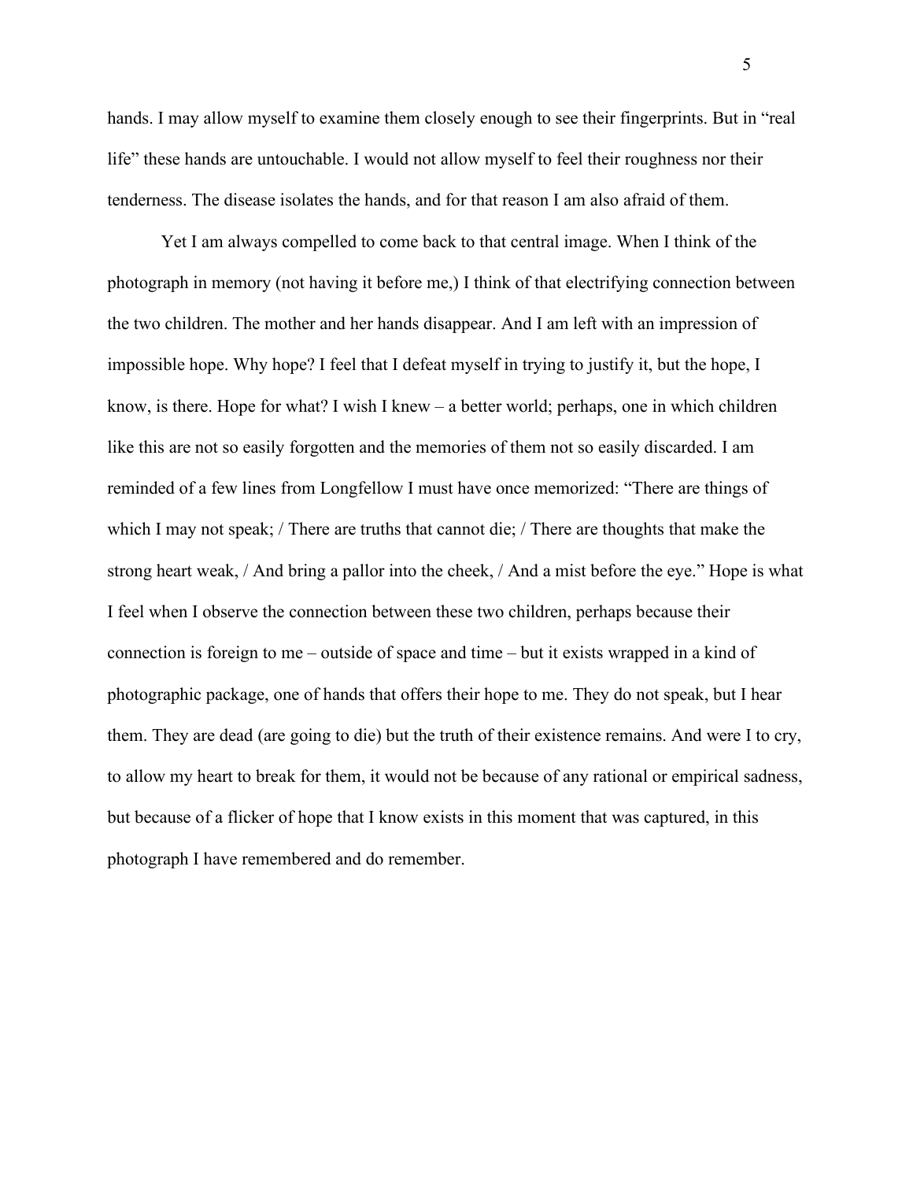hands. I may allow myself to examine them closely enough to see their fingerprints. But in "real life" these hands are untouchable. I would not allow myself to feel their roughness nor their tenderness. The disease isolates the hands, and for that reason I am also afraid of them.

Yet I am always compelled to come back to that central image. When I think of the photograph in memory (not having it before me,) I think of that electrifying connection between the two children. The mother and her hands disappear. And I am left with an impression of impossible hope. Why hope? I feel that I defeat myself in trying to justify it, but the hope, I know, is there. Hope for what? I wish I knew – a better world; perhaps, one in which children like this are not so easily forgotten and the memories of them not so easily discarded. I am reminded of a few lines from Longfellow I must have once memorized: "There are things of which I may not speak; / There are truths that cannot die; / There are thoughts that make the strong heart weak, / And bring a pallor into the cheek, / And a mist before the eye." Hope is what I feel when I observe the connection between these two children, perhaps because their connection is foreign to me – outside of space and time – but it exists wrapped in a kind of photographic package, one of hands that offers their hope to me. They do not speak, but I hear them. They are dead (are going to die) but the truth of their existence remains. And were I to cry, to allow my heart to break for them, it would not be because of any rational or empirical sadness, but because of a flicker of hope that I know exists in this moment that was captured, in this photograph I have remembered and do remember.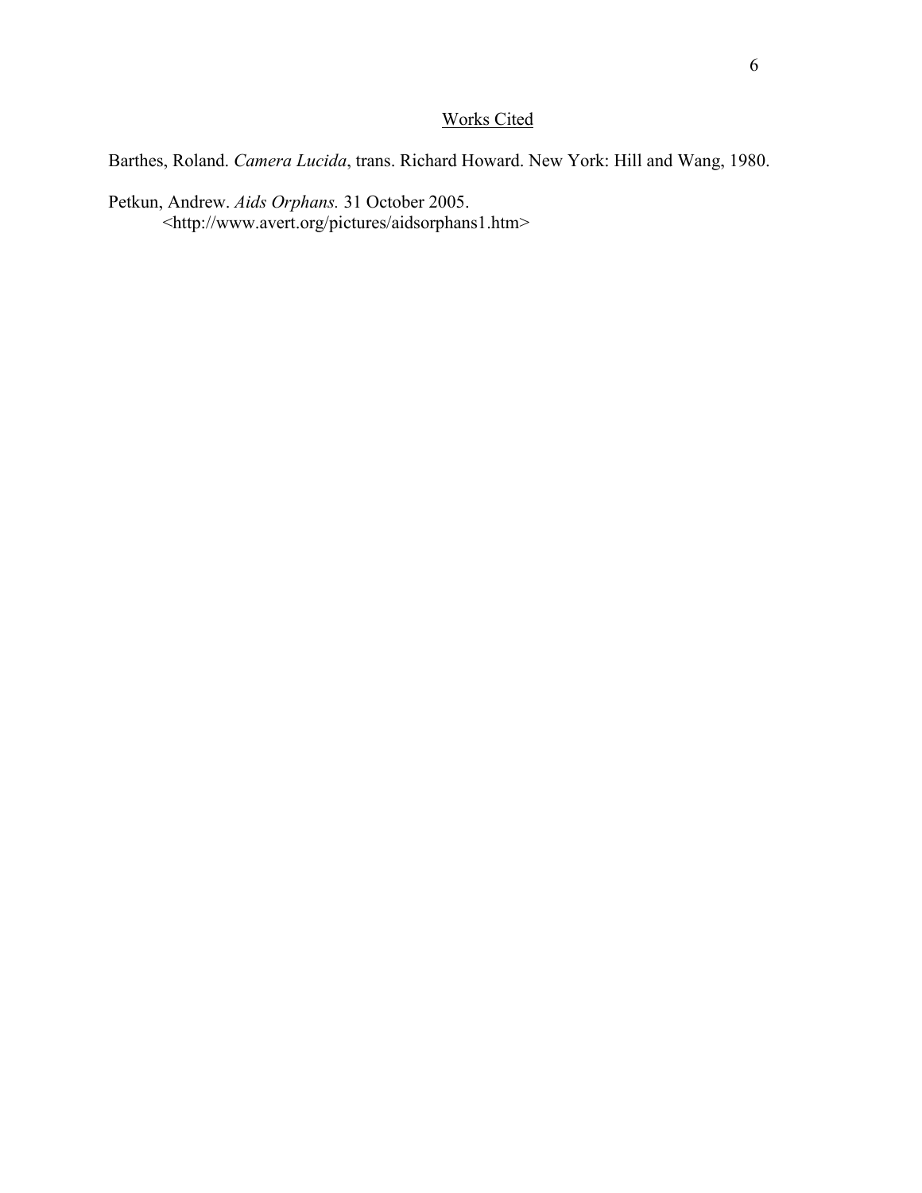## Works Cited

Barthes, Roland. *Camera Lucida*, trans. Richard Howard. New York: Hill and Wang, 1980.

Petkun, Andrew. *Aids Orphans.* 31 October 2005. <http://www.avert.org/pictures/aidsorphans1.htm>